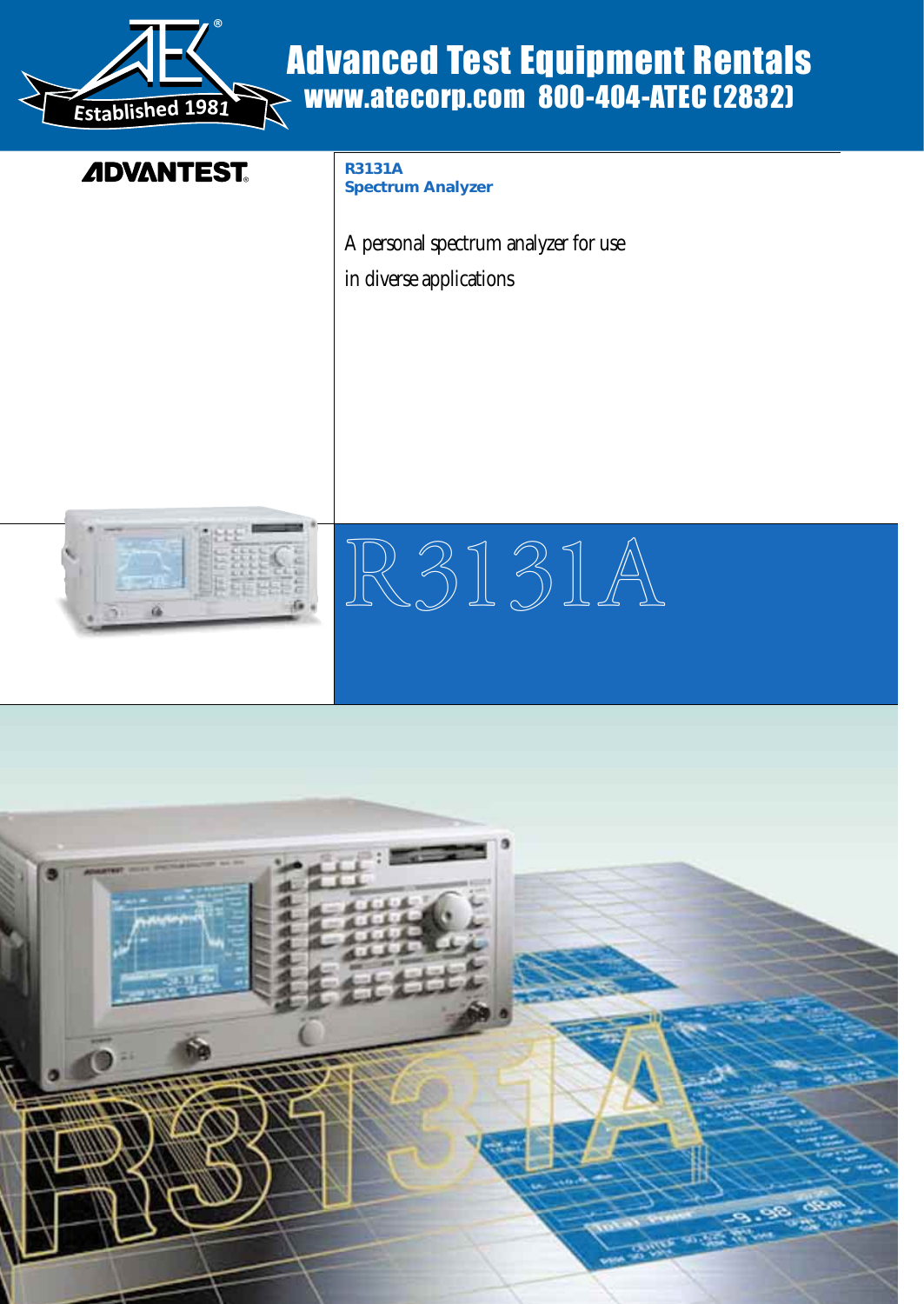Advanced Test Equipment Rentals
www.atecorp.com 800-404-ATEC (2832)

Established 1981

ADVANTEST

**R3131A**
**Spectrum Analyzer**

A personal spectrum analyzer for use in diverse applications

# R3131A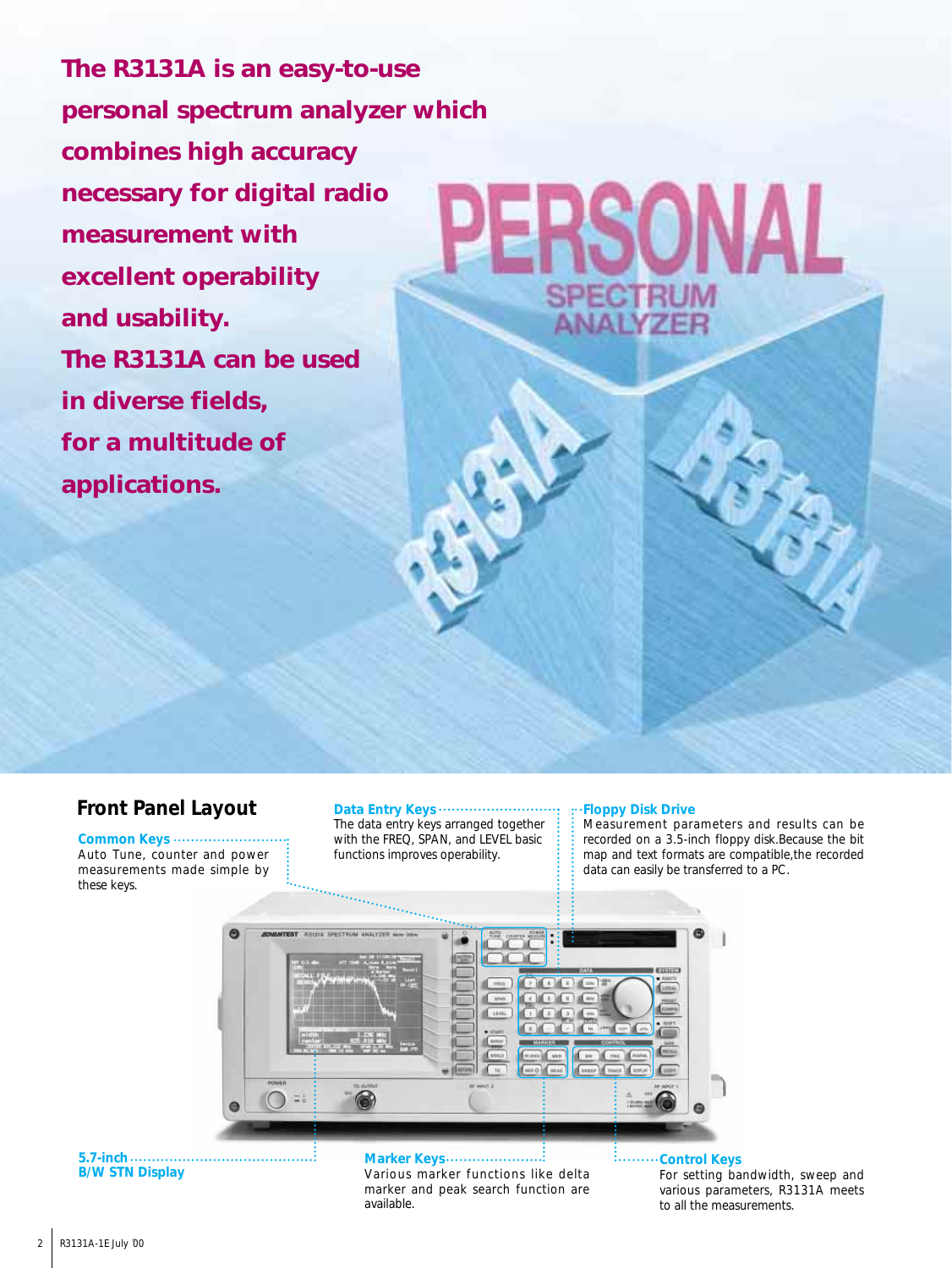**The R3131A is an easy-to-use personal spectrum analyzer which combines high accuracy necessary for digital radio measurement with excellent operability and usability.**
**The R3131A can be used in diverse fields, for a multitude of applications.**

## Front Panel Layout

**Common Keys**
Auto Tune, counter and power measurements made simple by these keys.

**Data Entry Keys**
The data entry keys arranged together with the FREQ, SPAN, and LEVEL basic functions improves operability.

**Floppy Disk Drive**
Measurement parameters and results can be recorded on a 3.5-inch floppy disk.Because the bit map and text formats are compatible,the recorded data can easily be transferred to a PC.

**5.7-inch B/W STN Display**

**Marker Keys**
Various marker functions like delta marker and peak search function are available.

**Control Keys**
For setting bandwidth, sweep and various parameters, R3131A meets to all the measurements.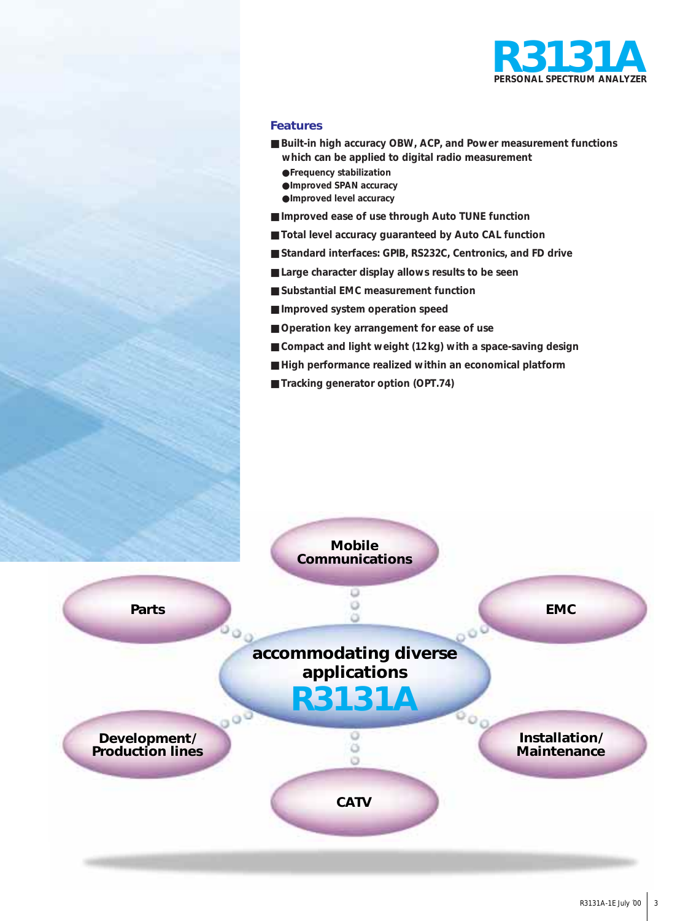# R3131A

**PERSONAL SPECTRUM ANALYZER**

## Features

- **Built-in high accuracy OBW, ACP, and Power measurement functions which can be applied to digital radio measurement**
  - Frequency stabilization
  - Improved SPAN accuracy
  - Improved level accuracy
- **Improved ease of use through Auto TUNE function**
- **Total level accuracy guaranteed by Auto CAL function**
- **Standard interfaces: GPIB, RS232C, Centronics, and FD drive**
- **Large character display allows results to be seen**
- **Substantial EMC measurement function**
- **Improved system operation speed**
- **Operation key arrangement for ease of use**
- **Compact and light weight (12kg) with a space-saving design**
- **High performance realized within an economical platform**
- **Tracking generator option (OPT.74)**

**accommodating diverse applications R3131A**

- Mobile Communications
- EMC
- Installation/ Maintenance
- CATV
- Development/ Production lines
- Parts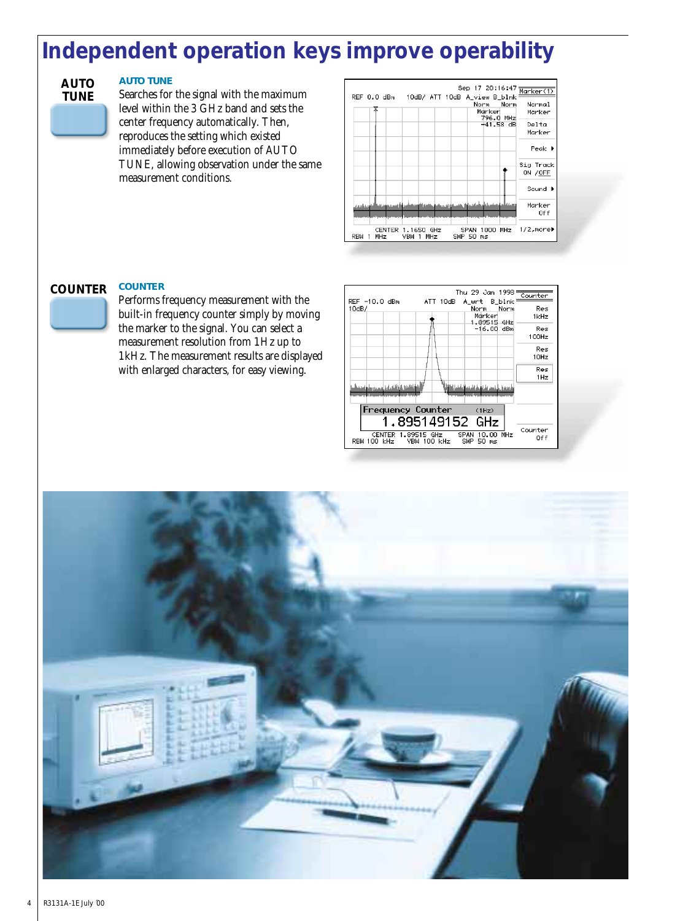# Independent operation keys improve operability

**AUTO TUNE**

### AUTO TUNE

Searches for the signal with the maximum level within the 3 GHz band and sets the center frequency automatically. Then, reproduces the setting which existed immediately before execution of AUTO TUNE, allowing observation under the same measurement conditions.

**COUNTER**

### COUNTER

Performs frequency measurement with the built-in frequency counter simply by moving the marker to the signal. You can select a measurement resolution from 1Hz up to 1kHz. The measurement results are displayed with enlarged characters, for easy viewing.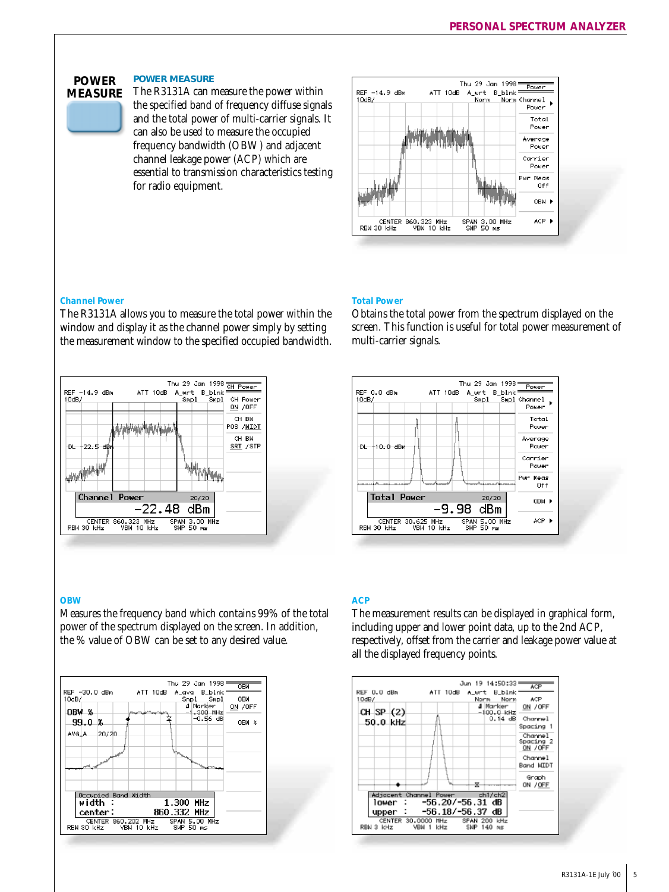# POWER MEASURE

## POWER MEASURE

The R3131A can measure the power within the specified band of frequency diffuse signals and the total power of multi-carrier signals. It can also be used to measure the occupied frequency bandwidth (OBW) and adjacent channel leakage power (ACP) which are essential to transmission characteristics testing for radio equipment.

### Channel Power

The R3131A allows you to measure the total power within the window and display it as the channel power simply by setting the measurement window to the specified occupied bandwidth.

### Total Power

Obtains the total power from the spectrum displayed on the screen. This function is useful for total power measurement of multi-carrier signals.

### OBW

Measures the frequency band which contains 99% of the total power of the spectrum displayed on the screen. In addition, the % value of OBW can be set to any desired value.

### ACP

The measurement results can be displayed in graphical form, including upper and lower point data, up to the 2nd ACP, respectively, offset from the carrier and leakage power value at all the displayed frequency points.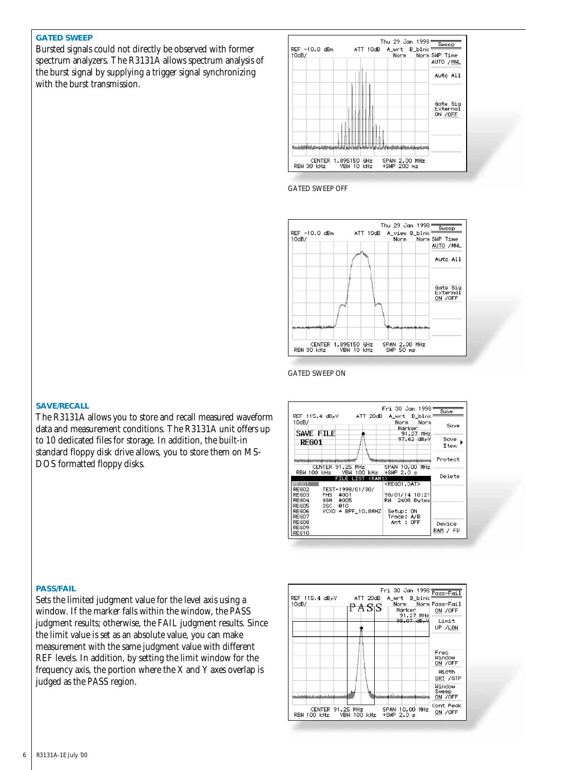## GATED SWEEP

Bursted signals could not directly be observed with former spectrum analyzers. The R3131A allows spectrum analysis of the burst signal by supplying a trigger signal synchronizing with the burst transmission.

GATED SWEEP OFF

GATED SWEEP ON

## SAVE/RECALL

The R3131A allows you to store and recall measured waveform data and measurement conditions. The R3131A unit offers up to 10 dedicated files for storage. In addition, the built-in standard floppy disk drive allows, you to store them on MS-DOS formatted floppy disks.

## PASS/FAIL

Sets the limited judgment value for the level axis using a window. If the marker falls within the window, the PASS judgment results; otherwise, the FAIL judgment results. Since the limit value is set as an absolute value, you can make measurement with the same judgment value with different REF levels. In addition, by setting the limit window for the frequency axis, the portion where the X and Y axes overlap is judged as the PASS region.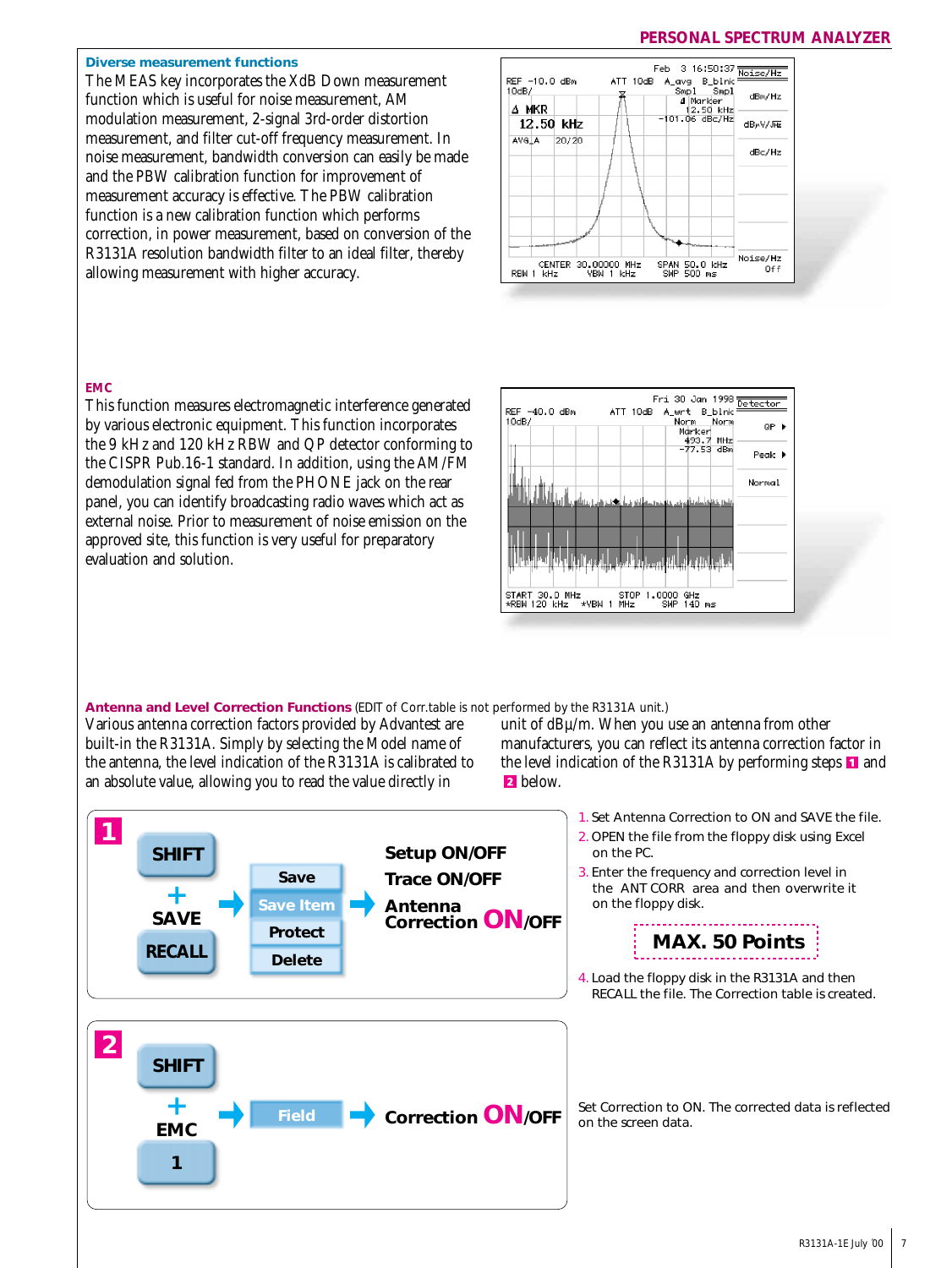## Diverse measurement functions

The MEAS key incorporates the XdB Down measurement function which is useful for noise measurement, AM modulation measurement, 2-signal 3rd-order distortion measurement, and filter cut-off frequency measurement. In noise measurement, bandwidth conversion can easily be made and the PBW calibration function for improvement of measurement accuracy is effective. The PBW calibration function is a new calibration function which performs correction, in power measurement, based on conversion of the R3131A resolution bandwidth filter to an ideal filter, thereby allowing measurement with higher accuracy.

## EMC

This function measures electromagnetic interference generated by various electronic equipment. This function incorporates the 9 kHz and 120 kHz RBW and QP detector conforming to the CISPR Pub.16-1 standard. In addition, using the AM/FM demodulation signal fed from the PHONE jack on the rear panel, you can identify broadcasting radio waves which act as external noise. Prior to measurement of noise emission on the approved site, this function is very useful for preparatory evaluation and solution.

## Antenna and Level Correction Functions (EDIT of Corr.table is not performed by the R3131A unit.)

Various antenna correction factors provided by Advantest are built-in the R3131A. Simply by selecting the Model name of the antenna, the level indication of the R3131A is calibrated to an absolute value, allowing you to read the value directly in unit of dBμ/m. When you use an antenna from other manufacturers, you can reflect its antenna correction factor in the level indication of the R3131A by performing steps **1** and **2** below.

**1**

SHIFT + SAVE / RECALL → Save / Save Item / Protect / Delete → Setup ON/OFF, Trace ON/OFF, Antenna Correction **ON**/OFF

1. Set Antenna Correction to ON and SAVE the file.
2. OPEN the file from the floppy disk using Excel on the PC.
3. Enter the frequency and correction level in the ANT CORR area and then overwrite it on the floppy disk.

**MAX. 50 Points**

4. Load the floppy disk in the R3131A and then RECALL the file. The Correction table is created.

**2**

SHIFT + EMC / 1 → Field → Correction **ON**/OFF

Set Correction to ON. The corrected data is reflected on the screen data.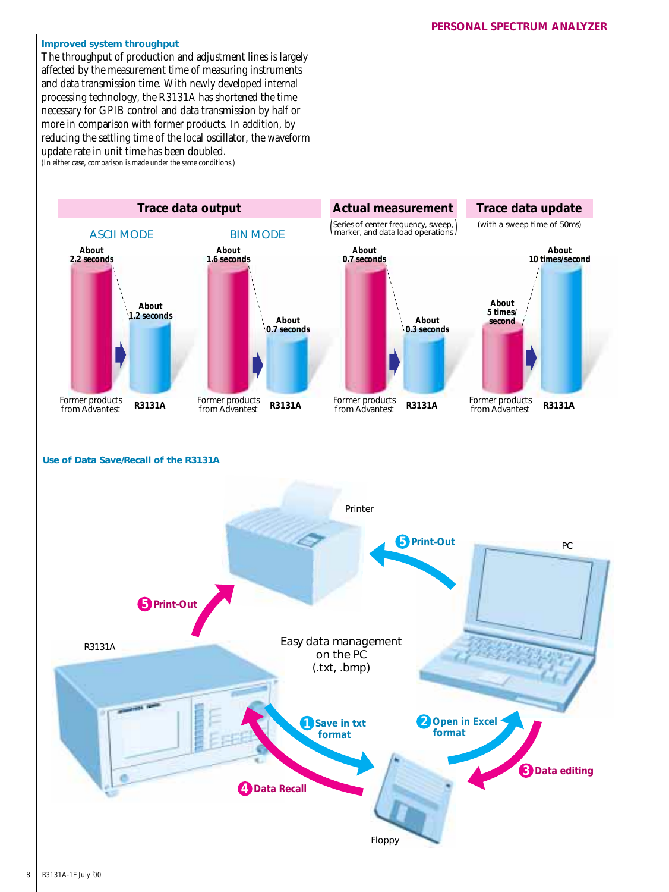### Improved system throughput

The throughput of production and adjustment lines is largely affected by the measurement time of measuring instruments and data transmission time. With newly developed internal processing technology, the R3131A has shortened the time necessary for GPIB control and data transmission by half or more in comparison with former products. In addition, by reducing the settling time of the local oscillator, the waveform update rate in unit time has been doubled.

(In either case, comparison is made under the same conditions.)

| | Trace data output: ASCII MODE | Trace data output: BIN MODE | Actual measurement (Series of center frequency, sweep, marker, and data load operations) | Trace data update (with a sweep time of 50ms) |
|---|---|---|---|---|
| Former products from Advantest | About 2.2 seconds | About 1.6 seconds | About 0.7 seconds | About 5 times/second |
| R3131A | About 1.2 seconds | About 0.7 seconds | About 0.3 seconds | About 10 times/second |

### Use of Data Save/Recall of the R3131A

Easy data management on the PC (.txt, .bmp)

1. Save in txt format (R3131A → Floppy)
2. Open in Excel format (Floppy → PC)
3. Data editing (PC → Floppy)
4. Data Recall (Floppy → R3131A)
5. Print-Out (R3131A → Printer; PC → Printer)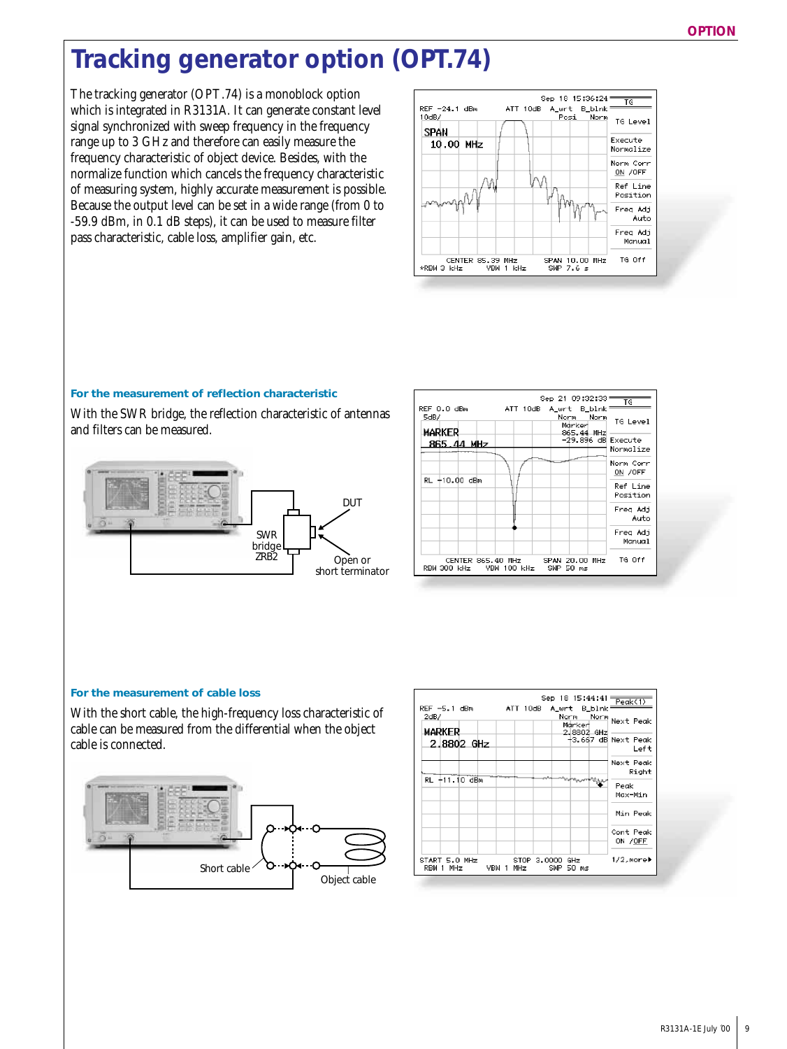# Tracking generator option (OPT.74)

The tracking generator (OPT.74) is a monoblock option which is integrated in R3131A. It can generate constant level signal synchronized with sweep frequency in the frequency range up to 3 GHz and therefore can easily measure the frequency characteristic of object device. Besides, with the normalize function which cancels the frequency characteristic of measuring system, highly accurate measurement is possible. Because the output level can be set in a wide range (from 0 to -59.9 dBm, in 0.1 dB steps), it can be used to measure filter pass characteristic, cable loss, amplifier gain, etc.

### For the measurement of reflection characteristic

With the SWR bridge, the reflection characteristic of antennas and filters can be measured.

### For the measurement of cable loss

With the short cable, the high-frequency loss characteristic of cable can be measured from the differential when the object cable is connected.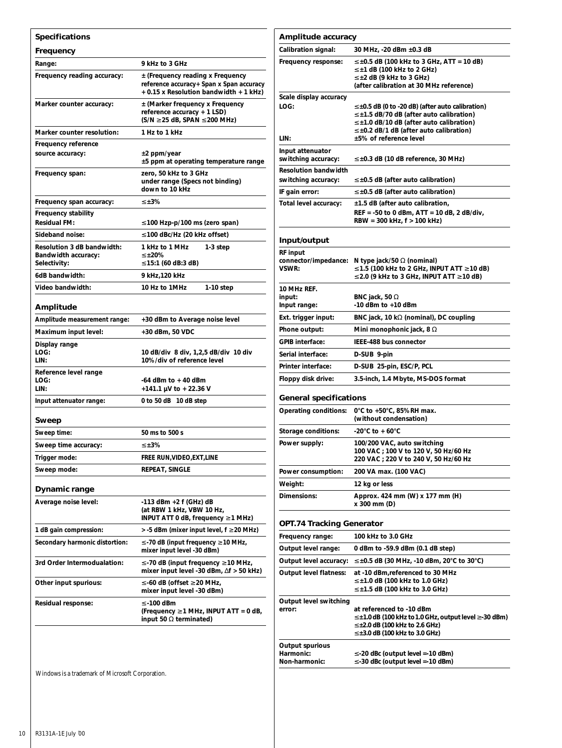## Specifications

### Frequency

| | |
|---|---|
| Range: | 9 kHz to 3 GHz |
| Frequency reading accuracy: | ± (Frequency reading x Frequency reference accuracy+ Span x Span accuracy + 0.15 x Resolution bandwidth + 1 kHz) |
| Marker counter accuracy: | ± (Marker frequency x Frequency reference accuracy + 1 LSD) (S/N ≥25 dB, SPAN ≤200 MHz) |
| Marker counter resolution: | 1 Hz to 1 kHz |
| Frequency reference source accuracy: | ±2 ppm/year<br>±5 ppm at operating temperature range |
| Frequency span: | zero, 50 kHz to 3 GHz<br>under range (Specs not binding) down to 10 kHz |
| Frequency span accuracy: | ≤±3% |
| Frequency stability<br>Residual FM: | ≤100 Hzp-p/100 ms (zero span) |
| Sideband noise: | ≤100 dBc/Hz (20 kHz offset) |
| Resolution 3 dB bandwidth:<br>Bandwidth accuracy:<br>Selectivity: | 1 kHz to 1 MHz  1-3 step<br>≤±20%<br>≤15:1 (60 dB:3 dB) |
| 6dB bandwidth: | 9 kHz,120 kHz |
| Video bandwidth: | 10 Hz to 1MHz  1-10 step |

### Amplitude

| | |
|---|---|
| Amplitude measurement range: | +30 dBm to Average noise level |
| Maximum input level: | +30 dBm, 50 VDC |
| Display range<br>LOG:<br>LIN: | <br>10 dB/div 8 div, 1,2,5 dB/div 10 div<br>10%/div of reference level |
| Reference level range<br>LOG:<br>LIN: | <br>-64 dBm to + 40 dBm<br>+141.1 µV to + 22.36 V |
| Input attenuator range: | 0 to 50 dB 10 dB step |

### Sweep

| | |
|---|---|
| Sweep time: | 50 ms to 500 s |
| Sweep time accuracy: | ≤±3% |
| Trigger mode: | FREE RUN,VIDEO,EXT,LINE |
| Sweep mode: | REPEAT, SINGLE |

### Dynamic range

| | |
|---|---|
| Average noise level: | -113 dBm +2 f (GHz) dB (at RBW 1 kHz, VBW 10 Hz, INPUT ATT 0 dB, frequency ≥1 MHz) |
| 1 dB gain compression: | > -5 dBm (mixer input level, f ≥20 MHz) |
| Secondary harmonic distortion: | ≤-70 dB (input frequency ≥10 MHz, mixer input level -30 dBm) |
| 3rd Order Intermodualation: | ≤-70 dB (input frequency ≥10 MHz, mixer input level -30 dBm, Δf > 50 kHz) |
| Other input spurious: | ≤-60 dB (offset ≥20 MHz, mixer input level -30 dBm) |
| Residual response: | ≤-100 dBm (Frequency ≥1 MHz, INPUT ATT = 0 dB, input 50 Ω terminated) |

Windows is a trademark of Microsoft Corporation.

### Amplitude accuracy

| | |
|---|---|
| Calibration signal: | 30 MHz, -20 dBm ±0.3 dB |
| Frequency response: | ≤±0.5 dB (100 kHz to 3 GHz, ATT = 10 dB)<br>≤±1 dB (100 kHz to 2 GHz)<br>≤±2 dB (9 kHz to 3 GHz)<br>(after calibration at 30 MHz reference) |
| Scale display accuracy<br>LOG:<br><br><br><br>LIN: | <br>≤±0.5 dB (0 to -20 dB) (after auto calibration)<br>≤±1.5 dB/70 dB (after auto calibration)<br>≤±1.0 dB/10 dB (after auto calibration)<br>≤±0.2 dB/1 dB (after auto calibration)<br>±5% of reference level |
| Input attenuator switching accuracy: | ≤±0.3 dB (10 dB reference, 30 MHz) |
| Resolution bandwidth switching accuracy: | ≤±0.5 dB (after auto calibration) |
| IF gain error: | ≤±0.5 dB (after auto calibration) |
| Total level accuracy: | ±1.5 dB (after auto calibration, REF = -50 to 0 dBm, ATT = 10 dB, 2 dB/div, RBW = 300 kHz, f > 100 kHz) |

### Input/output

| | |
|---|---|
| RF input<br>connector/impedance:<br>VSWR: | <br>N type jack/50 Ω (nominal)<br>≤1.5 (100 kHz to 2 GHz, INPUT ATT ≥10 dB)<br>≤2.0 (9 kHz to 3 GHz, INPUT ATT ≥10 dB) |
| 10 MHz REF.<br>input:<br>Input range: | <br>BNC jack, 50 Ω<br>-10 dBm to +10 dBm |
| Ext. trigger input: | BNC jack, 10 kΩ (nominal), DC coupling |
| Phone output: | Mini monophonic jack, 8 Ω |
| GPIB interface: | IEEE-488 bus connector |
| Serial interface: | D-SUB 9-pin |
| Printer interface: | D-SUB 25-pin, ESC/P, PCL |
| Floppy disk drive: | 3.5-inch, 1.4 Mbyte, MS-DOS format |

### General specifications

| | |
|---|---|
| Operating conditions: | 0°C to +50°C, 85% RH max. (without condensation) |
| Storage conditions: | -20°C to + 60°C |
| Power supply: | 100/200 VAC, auto switching<br>100 VAC ; 100 V to 120 V, 50 Hz/60 Hz<br>220 VAC ; 220 V to 240 V, 50 Hz/60 Hz |
| Power consumption: | 200 VA max. (100 VAC) |
| Weight: | 12 kg or less |
| Dimensions: | Approx. 424 mm (W) x 177 mm (H) x 300 mm (D) |

### OPT.74 Tracking Generator

| | |
|---|---|
| Frequency range: | 100 kHz to 3.0 GHz |
| Output level range: | 0 dBm to -59.9 dBm (0.1 dB step) |
| Output level accuracy: | ≤±0.5 dB (30 MHz, -10 dBm, 20°C to 30°C) |
| Output level flatness: | at -10 dBm,referenced to 30 MHz<br>≤±1.0 dB (100 kHz to 1.0 GHz)<br>≤±1.5 dB (100 kHz to 3.0 GHz) |
| Output level switching error: | at referenced to -10 dBm<br>≤±1.0 dB (100 kHz to 1.0 GHz, output level ≥-30 dBm)<br>≤±2.0 dB (100 kHz to 2.6 GHz)<br>≤±3.0 dB (100 kHz to 3.0 GHz) |
| Output spurious<br>Harmonic:<br>Non-harmonic: | <br>≤-20 dBc (output level =-10 dBm)<br>≤-30 dBc (output level =-10 dBm) |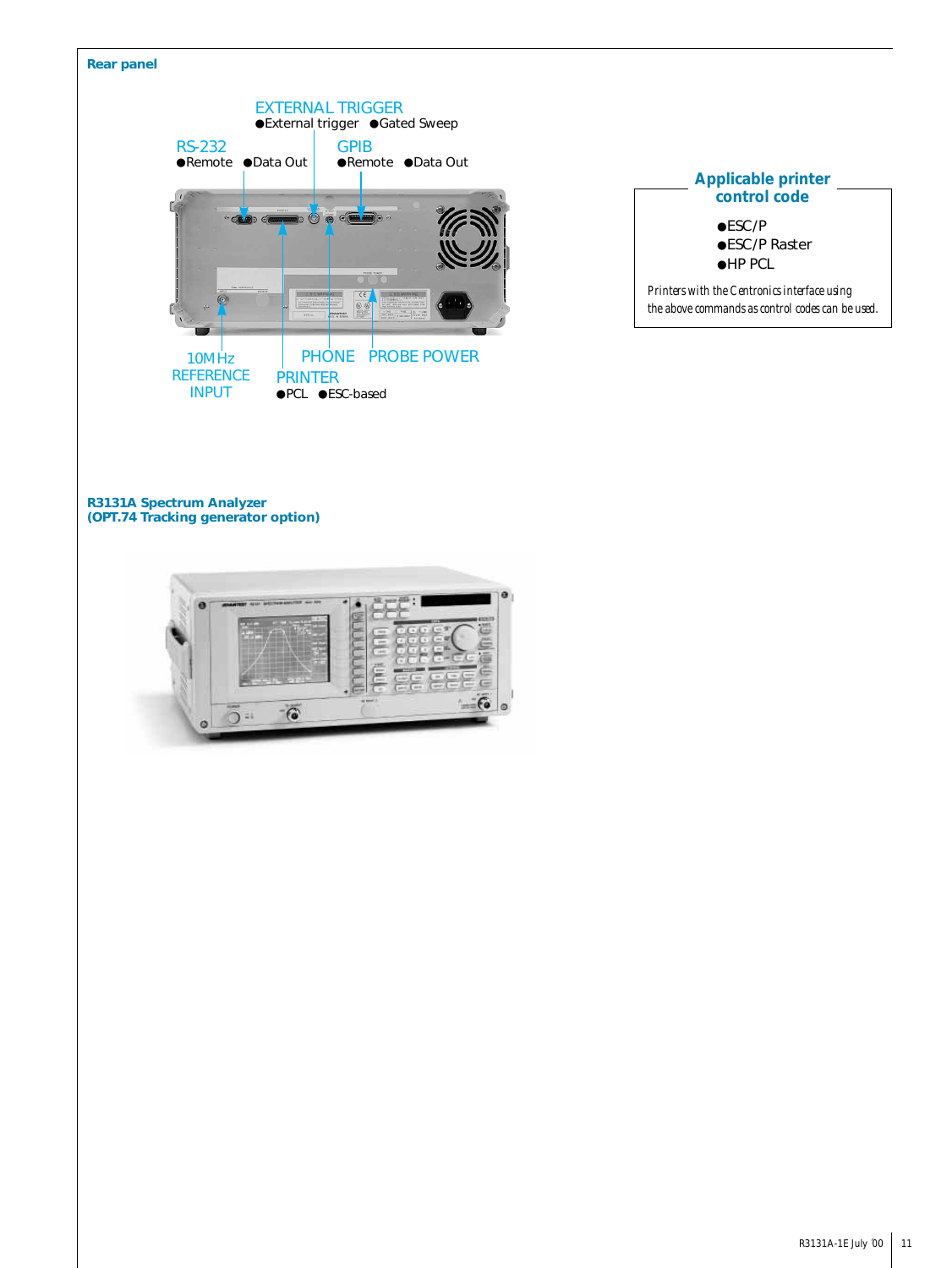## Rear panel

EXTERNAL TRIGGER
- External trigger
- Gated Sweep

RS-232
- Remote
- Data Out

GPIB
- Remote
- Data Out

10MHz REFERENCE INPUT

PHONE

PROBE POWER

PRINTER
- PCL
- ESC-based

### Applicable printer control code

- ESC/P
- ESC/P Raster
- HP PCL

*Printers with the Centronics interface using the above commands as control codes can be used.*

## R3131A Spectrum Analyzer (OPT.74 Tracking generator option)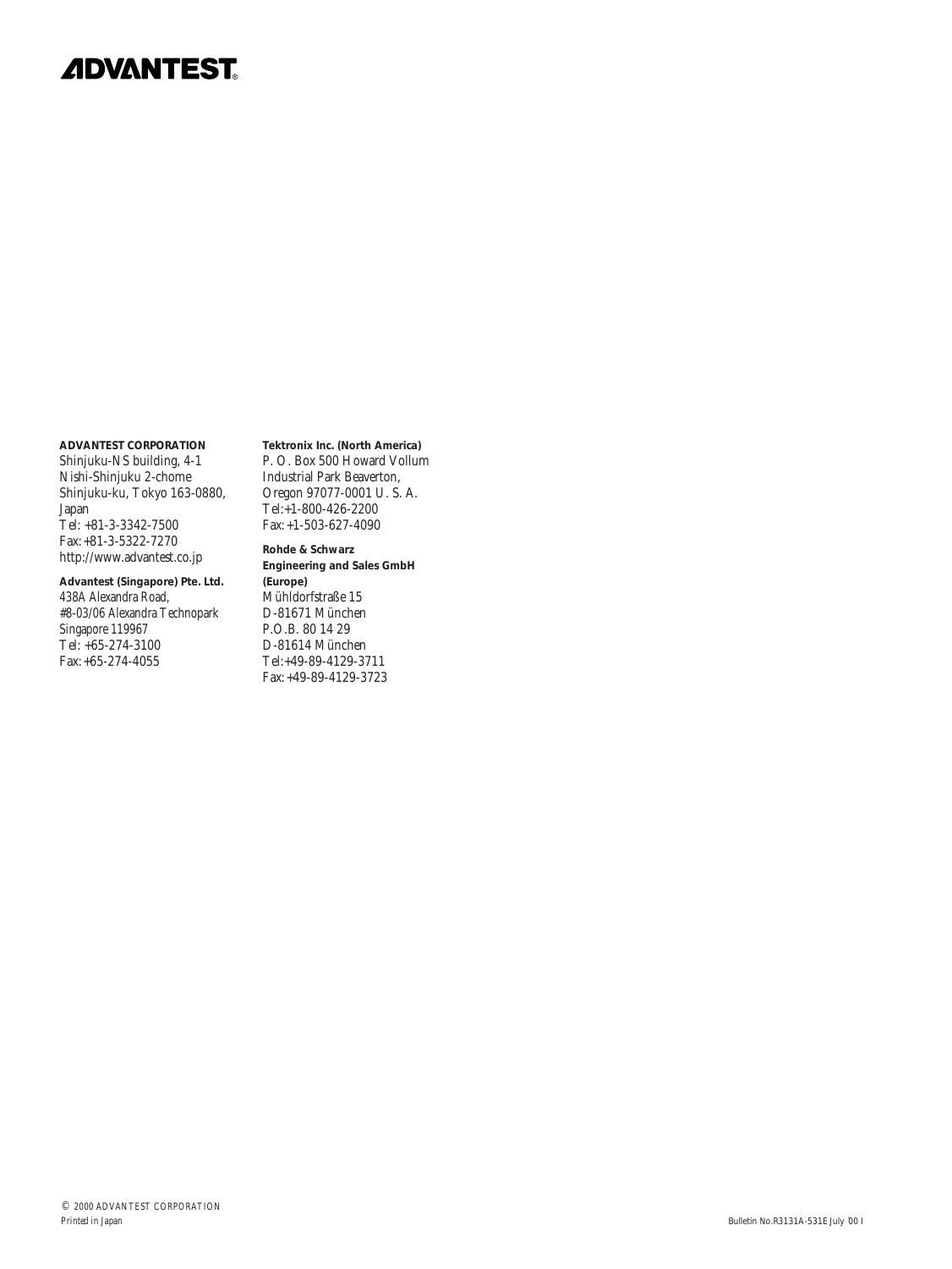**ADVANTEST**

**ADVANTEST CORPORATION**
Shinjuku-NS building, 4-1
Nishi-Shinjuku 2-chome
Shinjuku-ku, Tokyo 163-0880,
Japan
Tel: +81-3-3342-7500
Fax: +81-3-5322-7270
http://www.advantest.co.jp

**Advantest (Singapore) Pte. Ltd.**
438A Alexandra Road,
#8-03/06 Alexandra Technopark
Singapore 119967
Tel: +65-274-3100
Fax: +65-274-4055

**Tektronix Inc. (North America)**
P. O. Box 500 Howard Vollum
Industrial Park Beaverton,
Oregon 97077-0001 U. S. A.
Tel:+1-800-426-2200
Fax: +1-503-627-4090

**Rohde & Schwarz**
**Engineering and Sales GmbH**
**(Europe)**
Mühldorfstraße 15
D-81671 München
P.O.B. 80 14 29
D-81614 München
Tel:+49-89-4129-3711
Fax: +49-89-4129-3723

© 2000 ADVANTEST CORPORATION
*Printed in Japan*

Bulletin No.R3131A-531E July '00 I